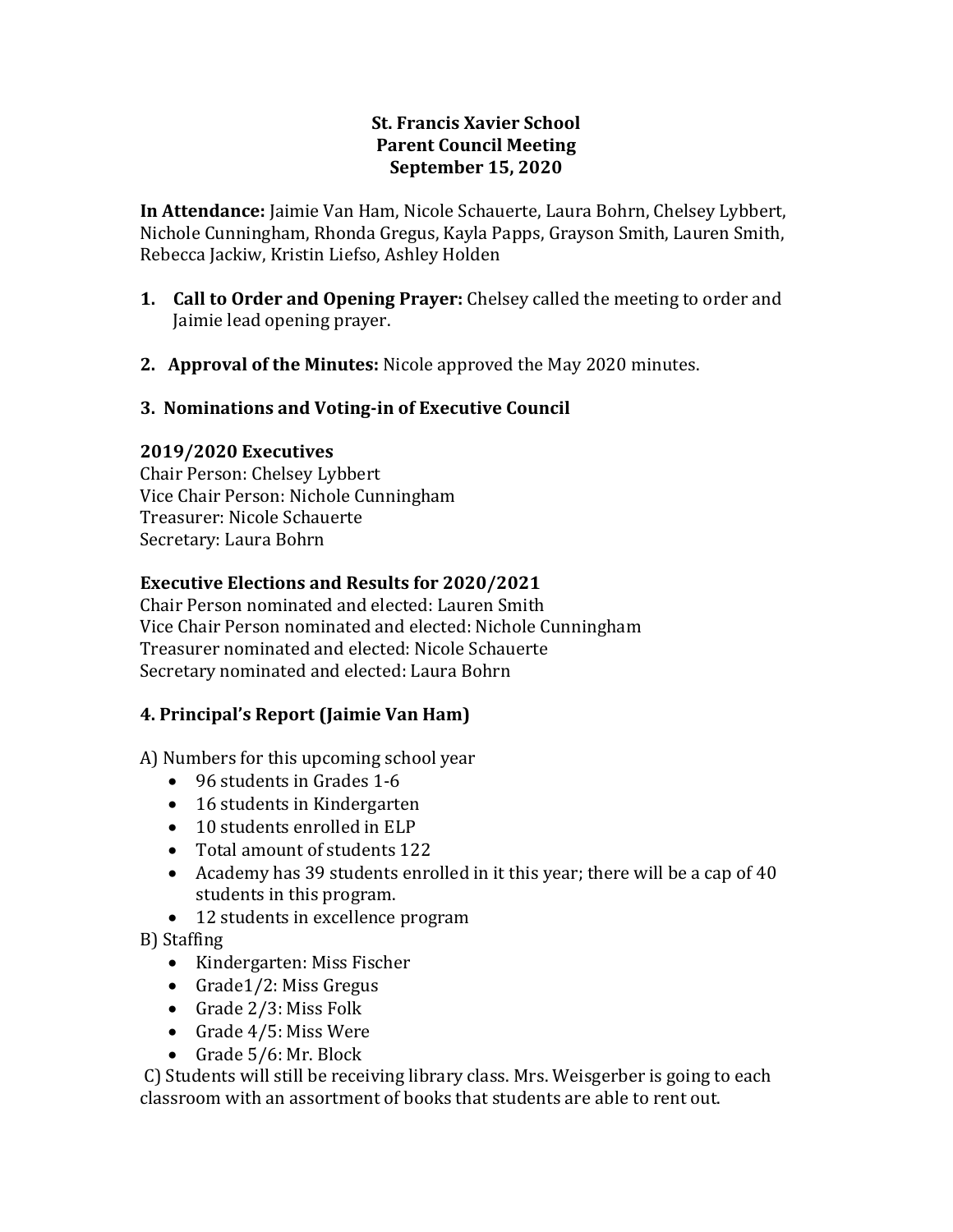# St. Francis Xavier School
## Parent Council Meeting
### September 15, 2020

**In Attendance:** Jaimie Van Ham, Nicole Schauerte, Laura Bohrn, Chelsey Lybbert, Nichole Cunningham, Rhonda Gregus, Kayla Papps, Grayson Smith, Lauren Smith, Rebecca Jackiw, Kristin Liefso, Ashley Holden

1. **Call to Order and Opening Prayer:** Chelsey called the meeting to order and Jaimie lead opening prayer.

2. **Approval of the Minutes:** Nicole approved the May 2020 minutes.

3. **Nominations and Voting-in of Executive Council**

**2019/2020 Executives**
Chair Person: Chelsey Lybbert
Vice Chair Person: Nichole Cunningham
Treasurer: Nicole Schauerte
Secretary: Laura Bohrn

**Executive Elections and Results for 2020/2021**
Chair Person nominated and elected: Lauren Smith
Vice Chair Person nominated and elected: Nichole Cunningham
Treasurer nominated and elected: Nicole Schauerte
Secretary nominated and elected: Laura Bohrn

**4. Principal's Report (Jaimie Van Ham)**

A) Numbers for this upcoming school year

- 96 students in Grades 1-6
- 16 students in Kindergarten
- 10 students enrolled in ELP
- Total amount of students 122
- Academy has 39 students enrolled in it this year; there will be a cap of 40 students in this program.
- 12 students in excellence program

B) Staffing

- Kindergarten: Miss Fischer
- Grade1/2: Miss Gregus
- Grade 2/3: Miss Folk
- Grade 4/5: Miss Were
- Grade 5/6: Mr. Block

C) Students will still be receiving library class. Mrs. Weisgerber is going to each classroom with an assortment of books that students are able to rent out.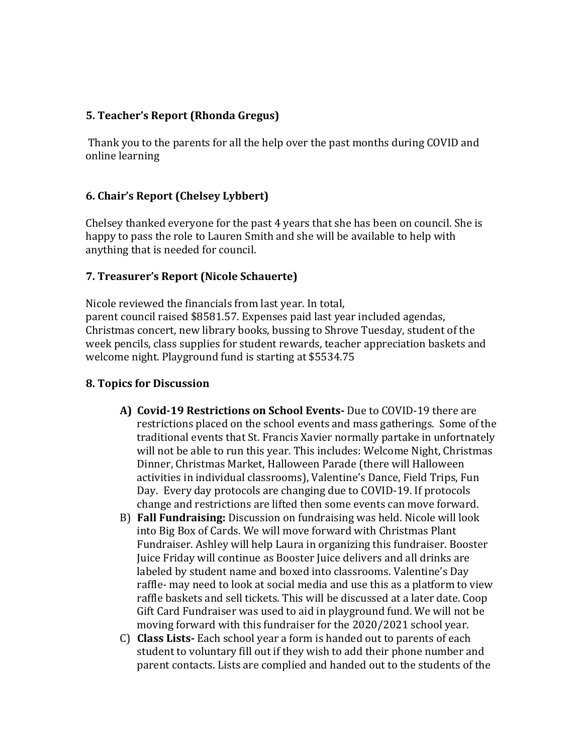**5. Teacher's Report (Rhonda Gregus)**

Thank you to the parents for all the help over the past months during COVID and online learning

**6. Chair's Report (Chelsey Lybbert)**

Chelsey thanked everyone for the past 4 years that she has been on council. She is happy to pass the role to Lauren Smith and she will be available to help with anything that is needed for council.

**7. Treasurer's Report (Nicole Schauerte)**

Nicole reviewed the financials from last year. In total, parent council raised $8581.57. Expenses paid last year included agendas, Christmas concert, new library books, bussing to Shrove Tuesday, student of the week pencils, class supplies for student rewards, teacher appreciation baskets and welcome night. Playground fund is starting at $5534.75

**8. Topics for Discussion**

A) **Covid-19 Restrictions on School Events-** Due to COVID-19 there are restrictions placed on the school events and mass gatherings. Some of the traditional events that St. Francis Xavier normally partake in unfortnately will not be able to run this year. This includes: Welcome Night, Christmas Dinner, Christmas Market, Halloween Parade (there will Halloween activities in individual classrooms), Valentine's Dance, Field Trips, Fun Day. Every day protocols are changing due to COVID-19. If protocols change and restrictions are lifted then some events can move forward.

B) **Fall Fundraising:** Discussion on fundraising was held. Nicole will look into Big Box of Cards. We will move forward with Christmas Plant Fundraiser. Ashley will help Laura in organizing this fundraiser. Booster Juice Friday will continue as Booster Juice delivers and all drinks are labeled by student name and boxed into classrooms. Valentine's Day raffle- may need to look at social media and use this as a platform to view raffle baskets and sell tickets. This will be discussed at a later date. Coop Gift Card Fundraiser was used to aid in playground fund. We will not be moving forward with this fundraiser for the 2020/2021 school year.

C) **Class Lists-** Each school year a form is handed out to parents of each student to voluntary fill out if they wish to add their phone number and parent contacts. Lists are complied and handed out to the students of the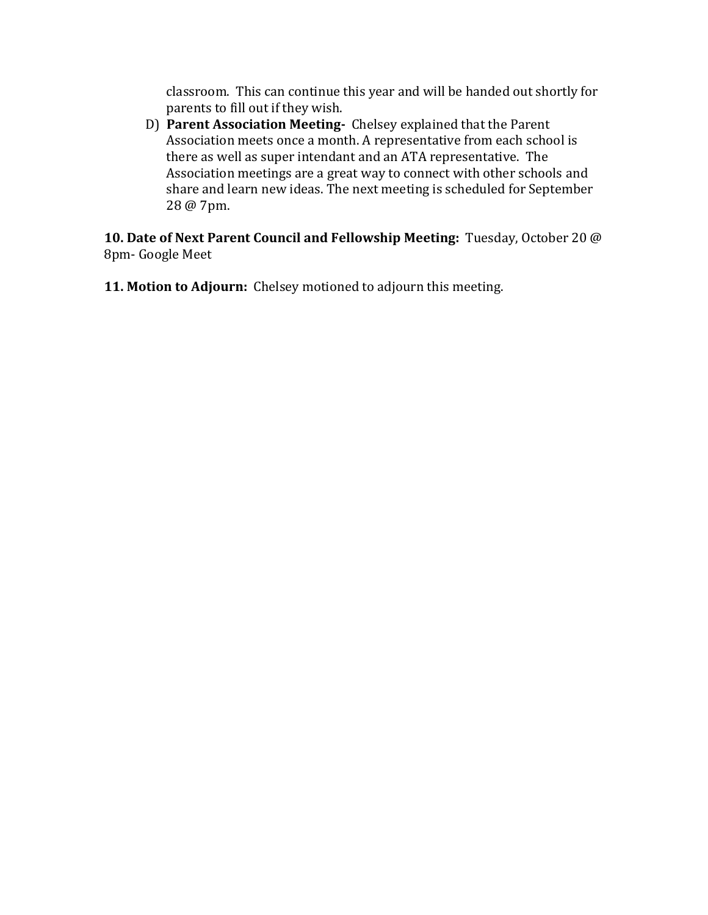classroom. This can continue this year and will be handed out shortly for parents to fill out if they wish.

D) **Parent Association Meeting-** Chelsey explained that the Parent Association meets once a month. A representative from each school is there as well as super intendant and an ATA representative. The Association meetings are a great way to connect with other schools and share and learn new ideas. The next meeting is scheduled for September 28 @ 7pm.

**10. Date of Next Parent Council and Fellowship Meeting:** Tuesday, October 20 @ 8pm- Google Meet

**11. Motion to Adjourn:** Chelsey motioned to adjourn this meeting.